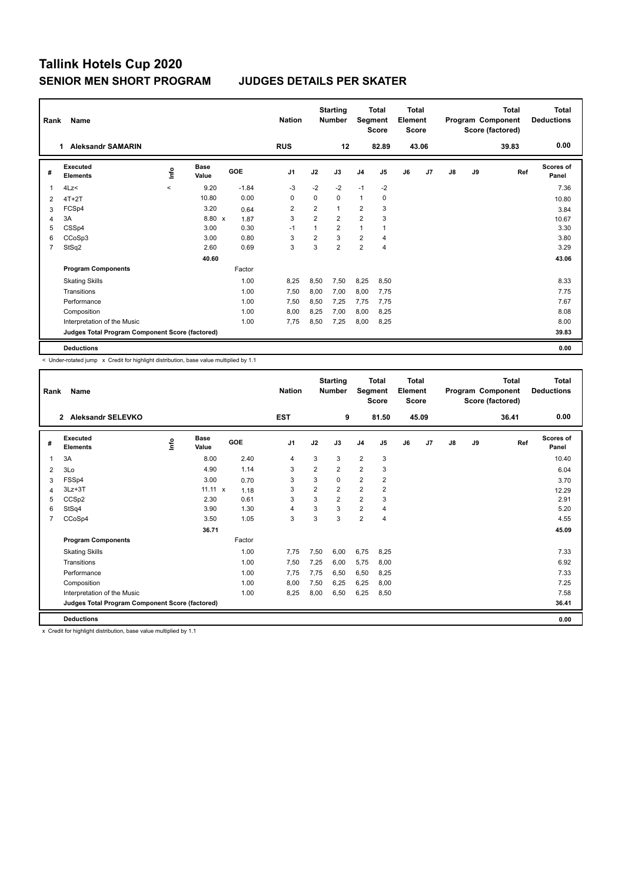# Tallink Hotels Cup 2020

## SENIOR MEN SHORT PROGRAM — JUDGES DETAILS PER SKATER

| Rank | Name | Nation | Starting Number | Total Segment Score | Total Element Score | Total Program Component Score (factored) | Total Deductions |
|---|---|---|---|---|---|---|---|
| 1 | Aleksandr SAMARIN | RUS | 12 | 82.89 | 43.06 | 39.83 | 0.00 |

| # | Executed Elements | Info | Base Value | GOE | J1 | J2 | J3 | J4 | J5 | J6 | J7 | J8 | J9 | Ref | Scores of Panel |
|---|---|---|---|---|---|---|---|---|---|---|---|---|---|---|---|
| 1 | 4Lz< | < | 9.20 | -1.84 | -3 | -2 | -2 | -1 | -2 | | | | | | 7.36 |
| 2 | 4T+2T | | 10.80 | 0.00 | 0 | 0 | 0 | 1 | 0 | | | | | | 10.80 |
| 3 | FCSp4 | | 3.20 | 0.64 | 2 | 2 | 1 | 2 | 3 | | | | | | 3.84 |
| 4 | 3A | | 8.80 x | 1.87 | 3 | 2 | 2 | 2 | 3 | | | | | | 10.67 |
| 5 | CSSp4 | | 3.00 | 0.30 | -1 | 1 | 2 | 1 | 1 | | | | | | 3.30 |
| 6 | CCoSp3 | | 3.00 | 0.80 | 3 | 2 | 3 | 2 | 4 | | | | | | 3.80 |
| 7 | StSq2 | | 2.60 | 0.69 | 3 | 3 | 2 | 2 | 4 | | | | | | 3.29 |
| | | | 40.60 | | | | | | | | | | | | 43.06 |
| | **Program Components** | | | Factor | | | | | | | | | | | |
| | Skating Skills | | | 1.00 | 8,25 | 8,50 | 7,50 | 8,25 | 8,50 | | | | | | 8.33 |
| | Transitions | | | 1.00 | 7,50 | 8,00 | 7,00 | 8,00 | 7,75 | | | | | | 7.75 |
| | Performance | | | 1.00 | 7,50 | 8,50 | 7,25 | 7,75 | 7,75 | | | | | | 7.67 |
| | Composition | | | 1.00 | 8,00 | 8,25 | 7,00 | 8,00 | 8,25 | | | | | | 8.08 |
| | Interpretation of the Music | | | 1.00 | 7,75 | 8,50 | 7,25 | 8,00 | 8,25 | | | | | | 8.00 |
| | **Judges Total Program Component Score (factored)** | | | | | | | | | | | | | | 39.83 |
| | **Deductions** | | | | | | | | | | | | | | 0.00 |

< Under-rotated jump x Credit for highlight distribution, base value multiplied by 1.1

| Rank | Name | Nation | Starting Number | Total Segment Score | Total Element Score | Total Program Component Score (factored) | Total Deductions |
|---|---|---|---|---|---|---|---|
| 2 | Aleksandr SELEVKO | EST | 9 | 81.50 | 45.09 | 36.41 | 0.00 |

| # | Executed Elements | Info | Base Value | GOE | J1 | J2 | J3 | J4 | J5 | J6 | J7 | J8 | J9 | Ref | Scores of Panel |
|---|---|---|---|---|---|---|---|---|---|---|---|---|---|---|---|
| 1 | 3A | | 8.00 | 2.40 | 4 | 3 | 3 | 2 | 3 | | | | | | 10.40 |
| 2 | 3Lo | | 4.90 | 1.14 | 3 | 2 | 2 | 2 | 3 | | | | | | 6.04 |
| 3 | FSSp4 | | 3.00 | 0.70 | 3 | 3 | 0 | 2 | 2 | | | | | | 3.70 |
| 4 | 3Lz+3T | | 11.11 x | 1.18 | 3 | 2 | 2 | 2 | 2 | | | | | | 12.29 |
| 5 | CCSp2 | | 2.30 | 0.61 | 3 | 3 | 2 | 2 | 3 | | | | | | 2.91 |
| 6 | StSq4 | | 3.90 | 1.30 | 4 | 3 | 3 | 2 | 4 | | | | | | 5.20 |
| 7 | CCoSp4 | | 3.50 | 1.05 | 3 | 3 | 3 | 2 | 4 | | | | | | 4.55 |
| | | | 36.71 | | | | | | | | | | | | 45.09 |
| | **Program Components** | | | Factor | | | | | | | | | | | |
| | Skating Skills | | | 1.00 | 7,75 | 7,50 | 6,00 | 6,75 | 8,25 | | | | | | 7.33 |
| | Transitions | | | 1.00 | 7,50 | 7,25 | 6,00 | 5,75 | 8,00 | | | | | | 6.92 |
| | Performance | | | 1.00 | 7,75 | 7,75 | 6,50 | 6,50 | 8,25 | | | | | | 7.33 |
| | Composition | | | 1.00 | 8,00 | 7,50 | 6,25 | 6,25 | 8,00 | | | | | | 7.25 |
| | Interpretation of the Music | | | 1.00 | 8,25 | 8,00 | 6,50 | 6,25 | 8,50 | | | | | | 7.58 |
| | **Judges Total Program Component Score (factored)** | | | | | | | | | | | | | | 36.41 |
| | **Deductions** | | | | | | | | | | | | | | 0.00 |

x Credit for highlight distribution, base value multiplied by 1.1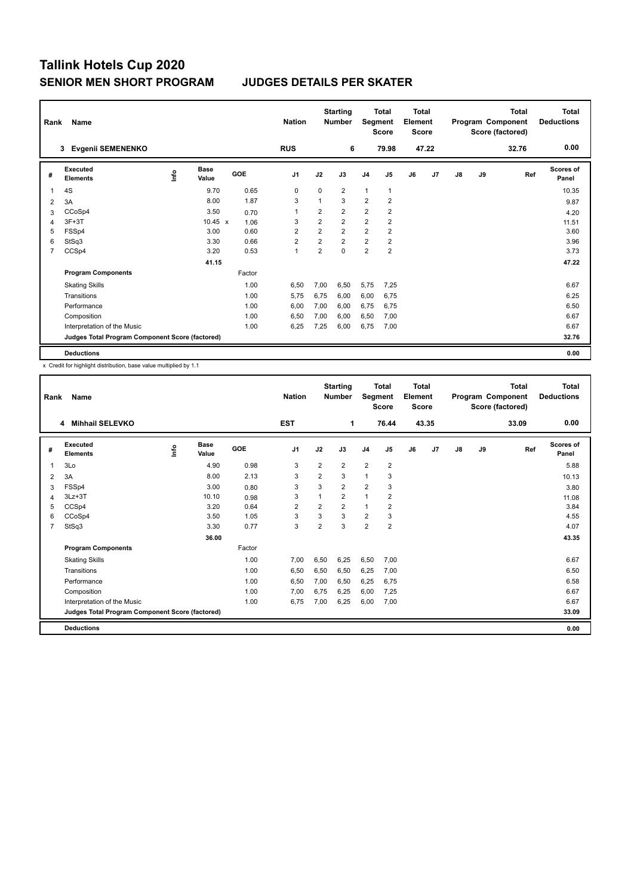# Tallink Hotels Cup 2020

## SENIOR MEN SHORT PROGRAM — JUDGES DETAILS PER SKATER

| Rank | Name | Nation | Starting Number | Total Segment Score | Total Element Score | Total Program Component Score (factored) | Total Deductions |
|---|---|---|---|---|---|---|---|
| 3 | Evgenii SEMENENKO | RUS | 6 | 79.98 | 47.22 | 32.76 | 0.00 |

| # | Executed Elements | Info | Base Value | | GOE | J1 | J2 | J3 | J4 | J5 | J6 | J7 | J8 | J9 | Ref | Scores of Panel |
|---|---|---|---|---|---|---|---|---|---|---|---|---|---|---|---|---|
| 1 | 4S | | 9.70 | | 0.65 | 0 | 0 | 2 | 1 | 1 | | | | | | 10.35 |
| 2 | 3A | | 8.00 | | 1.87 | 3 | 1 | 3 | 2 | 2 | | | | | | 9.87 |
| 3 | CCoSp4 | | 3.50 | | 0.70 | 1 | 2 | 2 | 2 | 2 | | | | | | 4.20 |
| 4 | 3F+3T | | 10.45 | x | 1.06 | 3 | 2 | 2 | 2 | 2 | | | | | | 11.51 |
| 5 | FSSp4 | | 3.00 | | 0.60 | 2 | 2 | 2 | 2 | 2 | | | | | | 3.60 |
| 6 | StSq3 | | 3.30 | | 0.66 | 2 | 2 | 2 | 2 | 2 | | | | | | 3.96 |
| 7 | CCSp4 | | 3.20 | | 0.53 | 1 | 2 | 0 | 2 | 2 | | | | | | 3.73 |
| | | | 41.15 | | | | | | | | | | | | | 47.22 |

| Program Components | Factor | J1 | J2 | J3 | J4 | J5 | J6 | J7 | J8 | J9 | Scores of Panel |
|---|---|---|---|---|---|---|---|---|---|---|---|
| Skating Skills | 1.00 | 6,50 | 7,00 | 6,50 | 5,75 | 7,25 | | | | | 6.67 |
| Transitions | 1.00 | 5,75 | 6,75 | 6,00 | 6,00 | 6,75 | | | | | 6.25 |
| Performance | 1.00 | 6,00 | 7,00 | 6,00 | 6,75 | 6,75 | | | | | 6.50 |
| Composition | 1.00 | 6,50 | 7,00 | 6,00 | 6,50 | 7,00 | | | | | 6.67 |
| Interpretation of the Music | 1.00 | 6,25 | 7,25 | 6,00 | 6,75 | 7,00 | | | | | 6.67 |
| Judges Total Program Component Score (factored) | | | | | | | | | | | 32.76 |

| Deductions | 0.00 |
|---|---|

x Credit for highlight distribution, base value multiplied by 1.1

| Rank | Name | Nation | Starting Number | Total Segment Score | Total Element Score | Total Program Component Score (factored) | Total Deductions |
|---|---|---|---|---|---|---|---|
| 4 | Mihhail SELEVKO | EST | 1 | 76.44 | 43.35 | 33.09 | 0.00 |

| # | Executed Elements | Info | Base Value | GOE | J1 | J2 | J3 | J4 | J5 | J6 | J7 | J8 | J9 | Ref | Scores of Panel |
|---|---|---|---|---|---|---|---|---|---|---|---|---|---|---|---|
| 1 | 3Lo | | 4.90 | 0.98 | 3 | 2 | 2 | 2 | 2 | | | | | | 5.88 |
| 2 | 3A | | 8.00 | 2.13 | 3 | 2 | 3 | 1 | 3 | | | | | | 10.13 |
| 3 | FSSp4 | | 3.00 | 0.80 | 3 | 3 | 2 | 2 | 3 | | | | | | 3.80 |
| 4 | 3Lz+3T | | 10.10 | 0.98 | 3 | 1 | 2 | 1 | 2 | | | | | | 11.08 |
| 5 | CCSp4 | | 3.20 | 0.64 | 2 | 2 | 2 | 1 | 2 | | | | | | 3.84 |
| 6 | CCoSp4 | | 3.50 | 1.05 | 3 | 3 | 3 | 2 | 3 | | | | | | 4.55 |
| 7 | StSq3 | | 3.30 | 0.77 | 3 | 2 | 3 | 2 | 2 | | | | | | 4.07 |
| | | | 36.00 | | | | | | | | | | | | 43.35 |

| Program Components | Factor | J1 | J2 | J3 | J4 | J5 | J6 | J7 | J8 | J9 | Scores of Panel |
|---|---|---|---|---|---|---|---|---|---|---|---|
| Skating Skills | 1.00 | 7,00 | 6,50 | 6,25 | 6,50 | 7,00 | | | | | 6.67 |
| Transitions | 1.00 | 6,50 | 6,50 | 6,50 | 6,25 | 7,00 | | | | | 6.50 |
| Performance | 1.00 | 6,50 | 7,00 | 6,50 | 6,25 | 6,75 | | | | | 6.58 |
| Composition | 1.00 | 7,00 | 6,75 | 6,25 | 6,00 | 7,25 | | | | | 6.67 |
| Interpretation of the Music | 1.00 | 6,75 | 7,00 | 6,25 | 6,00 | 7,00 | | | | | 6.67 |
| Judges Total Program Component Score (factored) | | | | | | | | | | | 33.09 |

| Deductions | 0.00 |
|---|---|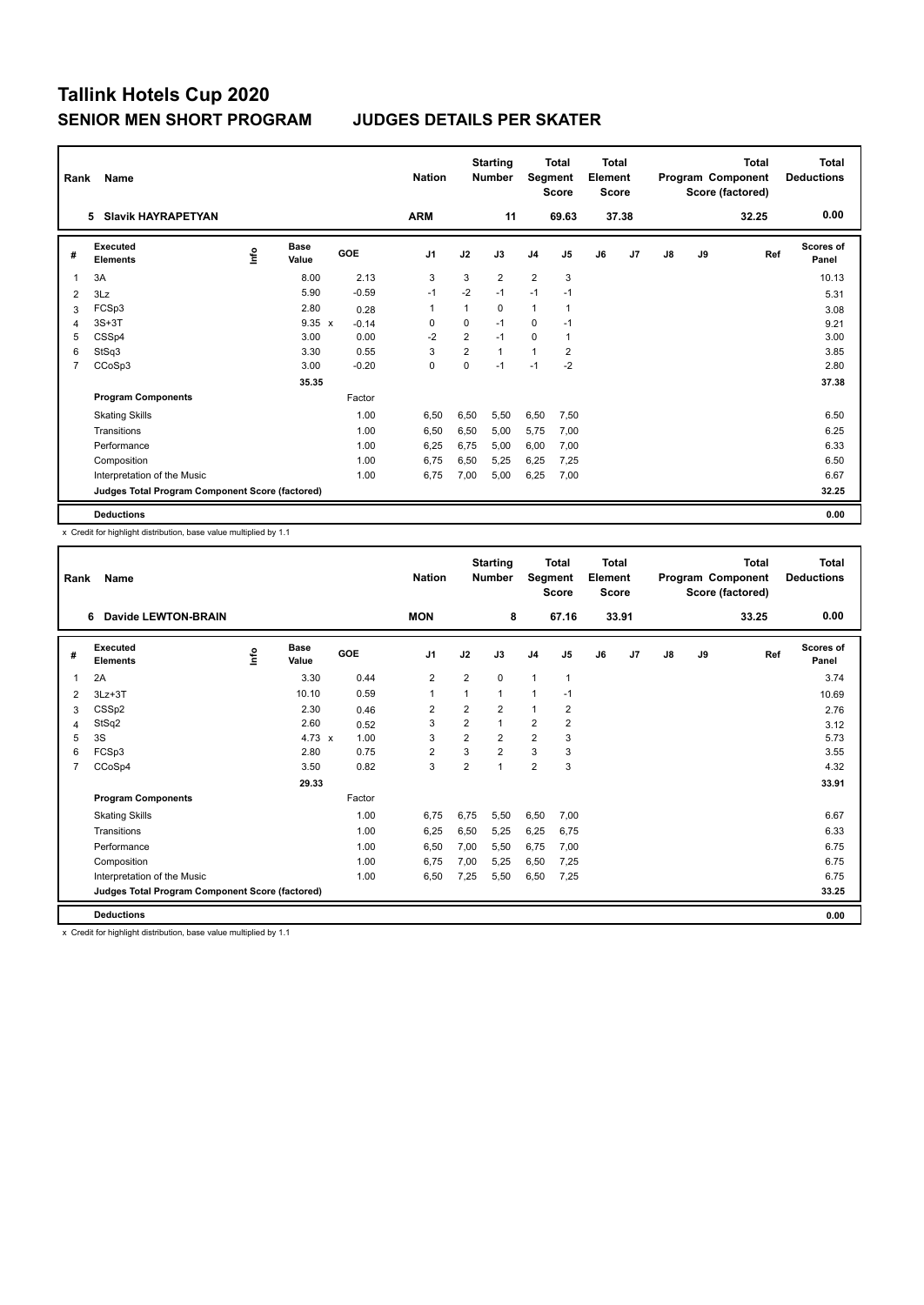# Tallink Hotels Cup 2020

## SENIOR MEN SHORT PROGRAM JUDGES DETAILS PER SKATER

| Rank | Name | Nation | Starting Number | Total Segment Score | Total Element Score | Total Program Component Score (factored) | Total Deductions |
|---|---|---|---|---|---|---|---|
| 5 | Slavik HAYRAPETYAN | ARM | 11 | 69.63 | 37.38 | 32.25 | 0.00 |

| # | Executed Elements | Info | Base Value | GOE | J1 | J2 | J3 | J4 | J5 | J6 | J7 | J8 | J9 | Ref | Scores of Panel |
|---|---|---|---|---|---|---|---|---|---|---|---|---|---|---|---|
| 1 | 3A | | 8.00 | 2.13 | 3 | 3 | 2 | 2 | 3 | | | | | | 10.13 |
| 2 | 3Lz | | 5.90 | -0.59 | -1 | -2 | -1 | -1 | -1 | | | | | | 5.31 |
| 3 | FCSp3 | | 2.80 | 0.28 | 1 | 1 | 0 | 1 | 1 | | | | | | 3.08 |
| 4 | 3S+3T | | 9.35 x | -0.14 | 0 | 0 | -1 | 0 | -1 | | | | | | 9.21 |
| 5 | CSSp4 | | 3.00 | 0.00 | -2 | 2 | -1 | 0 | 1 | | | | | | 3.00 |
| 6 | StSq3 | | 3.30 | 0.55 | 3 | 2 | 1 | 1 | 2 | | | | | | 3.85 |
| 7 | CCoSp3 | | 3.00 | -0.20 | 0 | 0 | -1 | -1 | -2 | | | | | | 2.80 |
| | | | 35.35 | | | | | | | | | | | | 37.38 |
| | **Program Components** | | | Factor | | | | | | | | | | | |
| | Skating Skills | | | 1.00 | 6,50 | 6,50 | 5,50 | 6,50 | 7,50 | | | | | | 6.50 |
| | Transitions | | | 1.00 | 6,50 | 6,50 | 5,00 | 5,75 | 7,00 | | | | | | 6.25 |
| | Performance | | | 1.00 | 6,25 | 6,75 | 5,00 | 6,00 | 7,00 | | | | | | 6.33 |
| | Composition | | | 1.00 | 6,75 | 6,50 | 5,25 | 6,25 | 7,25 | | | | | | 6.50 |
| | Interpretation of the Music | | | 1.00 | 6,75 | 7,00 | 5,00 | 6,25 | 7,00 | | | | | | 6.67 |
| | **Judges Total Program Component Score (factored)** | | | | | | | | | | | | | | 32.25 |
| | **Deductions** | | | | | | | | | | | | | | 0.00 |

x Credit for highlight distribution, base value multiplied by 1.1

| Rank | Name | Nation | Starting Number | Total Segment Score | Total Element Score | Total Program Component Score (factored) | Total Deductions |
|---|---|---|---|---|---|---|---|
| 6 | Davide LEWTON-BRAIN | MON | 8 | 67.16 | 33.91 | 33.25 | 0.00 |

| # | Executed Elements | Info | Base Value | GOE | J1 | J2 | J3 | J4 | J5 | J6 | J7 | J8 | J9 | Ref | Scores of Panel |
|---|---|---|---|---|---|---|---|---|---|---|---|---|---|---|---|
| 1 | 2A | | 3.30 | 0.44 | 2 | 2 | 0 | 1 | 1 | | | | | | 3.74 |
| 2 | 3Lz+3T | | 10.10 | 0.59 | 1 | 1 | 1 | 1 | -1 | | | | | | 10.69 |
| 3 | CSSp2 | | 2.30 | 0.46 | 2 | 2 | 2 | 1 | 2 | | | | | | 2.76 |
| 4 | StSq2 | | 2.60 | 0.52 | 3 | 2 | 1 | 2 | 2 | | | | | | 3.12 |
| 5 | 3S | | 4.73 x | 1.00 | 3 | 2 | 2 | 2 | 3 | | | | | | 5.73 |
| 6 | FCSp3 | | 2.80 | 0.75 | 2 | 3 | 2 | 3 | 3 | | | | | | 3.55 |
| 7 | CCoSp4 | | 3.50 | 0.82 | 3 | 2 | 1 | 2 | 3 | | | | | | 4.32 |
| | | | 29.33 | | | | | | | | | | | | 33.91 |
| | **Program Components** | | | Factor | | | | | | | | | | | |
| | Skating Skills | | | 1.00 | 6,75 | 6,75 | 5,50 | 6,50 | 7,00 | | | | | | 6.67 |
| | Transitions | | | 1.00 | 6,25 | 6,50 | 5,25 | 6,25 | 6,75 | | | | | | 6.33 |
| | Performance | | | 1.00 | 6,50 | 7,00 | 5,50 | 6,75 | 7,00 | | | | | | 6.75 |
| | Composition | | | 1.00 | 6,75 | 7,00 | 5,25 | 6,50 | 7,25 | | | | | | 6.75 |
| | Interpretation of the Music | | | 1.00 | 6,50 | 7,25 | 5,50 | 6,50 | 7,25 | | | | | | 6.75 |
| | **Judges Total Program Component Score (factored)** | | | | | | | | | | | | | | 33.25 |
| | **Deductions** | | | | | | | | | | | | | | 0.00 |

x Credit for highlight distribution, base value multiplied by 1.1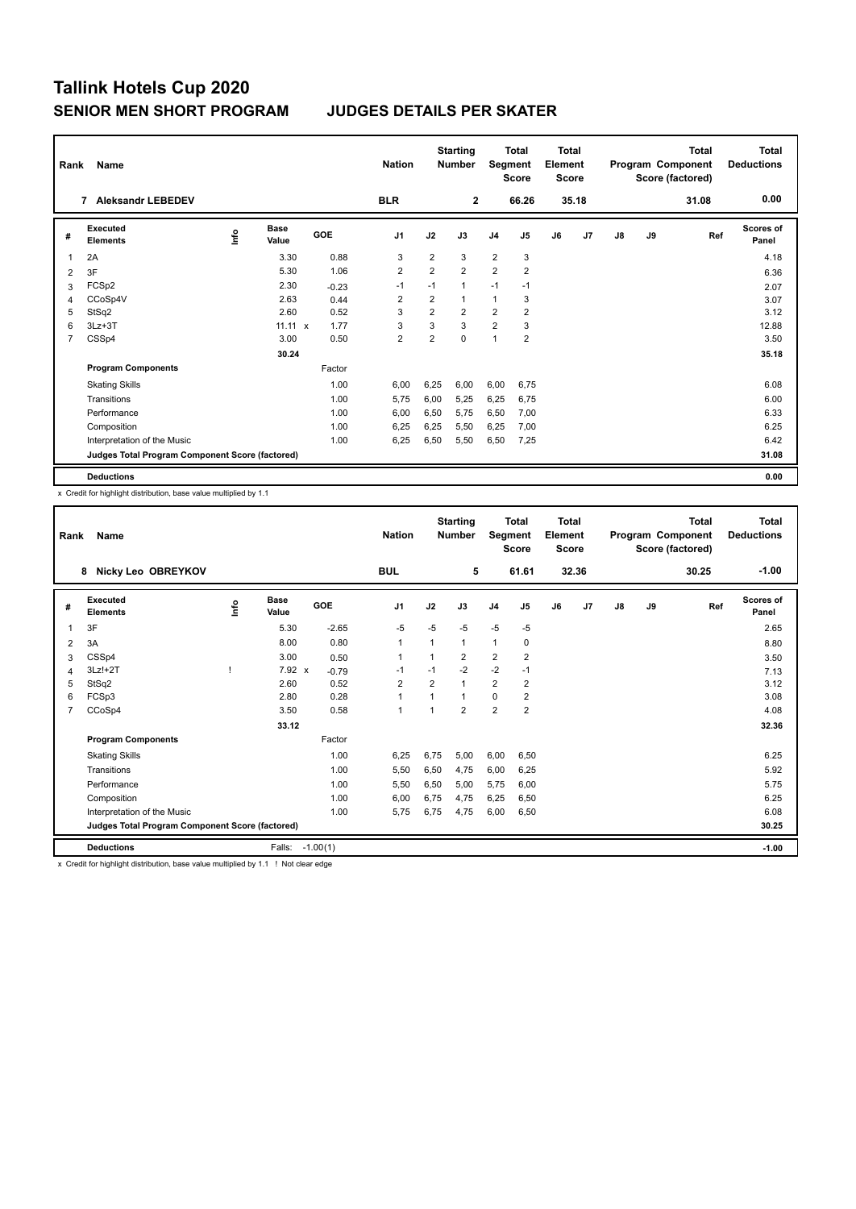# Tallink Hotels Cup 2020

## SENIOR MEN SHORT PROGRAM JUDGES DETAILS PER SKATER

| Rank | Name | Nation | Starting Number | Total Segment Score | Total Element Score | Total Program Component Score (factored) | Total Deductions |
|---|---|---|---|---|---|---|---|
| 7 | Aleksandr LEBEDEV | BLR | 2 | 66.26 | 35.18 | 31.08 | 0.00 |

| # | Executed Elements | Info | Base Value | GOE | J1 | J2 | J3 | J4 | J5 | J6 | J7 | J8 | J9 | Ref | Scores of Panel |
|---|---|---|---|---|---|---|---|---|---|---|---|---|---|---|---|
| 1 | 2A | | 3.30 | 0.88 | 3 | 2 | 3 | 2 | 3 | | | | | | 4.18 |
| 2 | 3F | | 5.30 | 1.06 | 2 | 2 | 2 | 2 | 2 | | | | | | 6.36 |
| 3 | FCSp2 | | 2.30 | -0.23 | -1 | -1 | 1 | -1 | -1 | | | | | | 2.07 |
| 4 | CCoSp4V | | 2.63 | 0.44 | 2 | 2 | 1 | 1 | 3 | | | | | | 3.07 |
| 5 | StSq2 | | 2.60 | 0.52 | 3 | 2 | 2 | 2 | 2 | | | | | | 3.12 |
| 6 | 3Lz+3T | | 11.11 x | 1.77 | 3 | 3 | 3 | 2 | 3 | | | | | | 12.88 |
| 7 | CSSp4 | | 3.00 | 0.50 | 2 | 2 | 0 | 1 | 2 | | | | | | 3.50 |
| | | | 30.24 | | | | | | | | | | | | 35.18 |
| | **Program Components** | | | Factor | | | | | | | | | | | |
| | Skating Skills | | | 1.00 | 6,00 | 6,25 | 6,00 | 6,00 | 6,75 | | | | | | 6.08 |
| | Transitions | | | 1.00 | 5,75 | 6,00 | 5,25 | 6,25 | 6,75 | | | | | | 6.00 |
| | Performance | | | 1.00 | 6,00 | 6,50 | 5,75 | 6,50 | 7,00 | | | | | | 6.33 |
| | Composition | | | 1.00 | 6,25 | 6,25 | 5,50 | 6,25 | 7,00 | | | | | | 6.25 |
| | Interpretation of the Music | | | 1.00 | 6,25 | 6,50 | 5,50 | 6,50 | 7,25 | | | | | | 6.42 |
| | **Judges Total Program Component Score (factored)** | | | | | | | | | | | | | | 31.08 |
| | **Deductions** | | | | | | | | | | | | | | 0.00 |

x Credit for highlight distribution, base value multiplied by 1.1

| Rank | Name | Nation | Starting Number | Total Segment Score | Total Element Score | Total Program Component Score (factored) | Total Deductions |
|---|---|---|---|---|---|---|---|
| 8 | Nicky Leo OBREYKOV | BUL | 5 | 61.61 | 32.36 | 30.25 | -1.00 |

| # | Executed Elements | Info | Base Value | GOE | J1 | J2 | J3 | J4 | J5 | J6 | J7 | J8 | J9 | Ref | Scores of Panel |
|---|---|---|---|---|---|---|---|---|---|---|---|---|---|---|---|
| 1 | 3F | | 5.30 | -2.65 | -5 | -5 | -5 | -5 | -5 | | | | | | 2.65 |
| 2 | 3A | | 8.00 | 0.80 | 1 | 1 | 1 | 1 | 0 | | | | | | 8.80 |
| 3 | CSSp4 | | 3.00 | 0.50 | 1 | 1 | 2 | 2 | 2 | | | | | | 3.50 |
| 4 | 3Lz!+2T | ! | 7.92 x | -0.79 | -1 | -1 | -2 | -2 | -1 | | | | | | 7.13 |
| 5 | StSq2 | | 2.60 | 0.52 | 2 | 2 | 1 | 2 | 2 | | | | | | 3.12 |
| 6 | FCSp3 | | 2.80 | 0.28 | 1 | 1 | 1 | 0 | 2 | | | | | | 3.08 |
| 7 | CCoSp4 | | 3.50 | 0.58 | 1 | 1 | 2 | 2 | 2 | | | | | | 4.08 |
| | | | 33.12 | | | | | | | | | | | | 32.36 |
| | **Program Components** | | | Factor | | | | | | | | | | | |
| | Skating Skills | | | 1.00 | 6,25 | 6,75 | 5,00 | 6,00 | 6,50 | | | | | | 6.25 |
| | Transitions | | | 1.00 | 5,50 | 6,50 | 4,75 | 6,00 | 6,25 | | | | | | 5.92 |
| | Performance | | | 1.00 | 5,50 | 6,50 | 5,00 | 5,75 | 6,00 | | | | | | 5.75 |
| | Composition | | | 1.00 | 6,00 | 6,75 | 4,75 | 6,25 | 6,50 | | | | | | 6.25 |
| | Interpretation of the Music | | | 1.00 | 5,75 | 6,75 | 4,75 | 6,00 | 6,50 | | | | | | 6.08 |
| | **Judges Total Program Component Score (factored)** | | | | | | | | | | | | | | 30.25 |
| | **Deductions** | | Falls: | -1.00(1) | | | | | | | | | | | -1.00 |

x Credit for highlight distribution, base value multiplied by 1.1 ! Not clear edge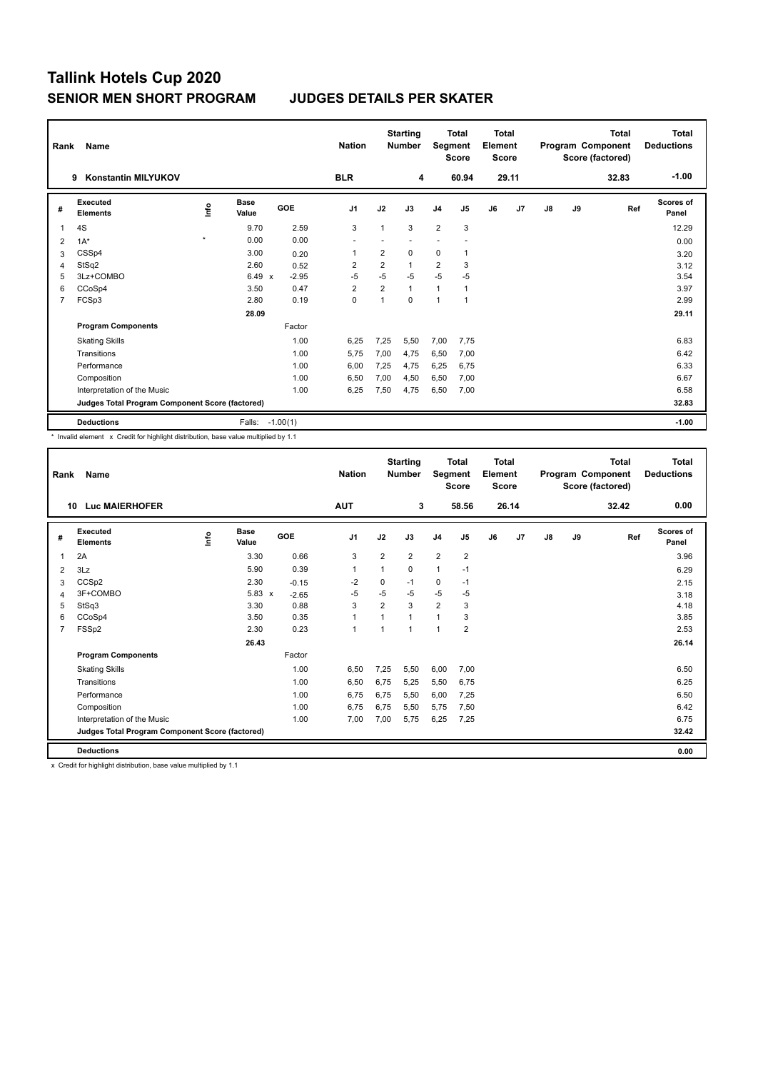# Tallink Hotels Cup 2020

## SENIOR MEN SHORT PROGRAM — JUDGES DETAILS PER SKATER

| Rank | Name | Nation | Starting Number | Total Segment Score | Total Element Score | Total Program Component Score (factored) | Total Deductions |
|---|---|---|---|---|---|---|---|
| 9 | Konstantin MILYUKOV | BLR | 4 | 60.94 | 29.11 | 32.83 | -1.00 |

| # | Executed Elements | Info | Base Value | | GOE | J1 | J2 | J3 | J4 | J5 | J6 | J7 | J8 | J9 | Ref | Scores of Panel |
|---|---|---|---|---|---|---|---|---|---|---|---|---|---|---|---|---|
| 1 | 4S | | 9.70 | | 2.59 | 3 | 1 | 3 | 2 | 3 | | | | | | 12.29 |
| 2 | 1A* | * | 0.00 | | 0.00 | - | - | - | - | - | | | | | | 0.00 |
| 3 | CSSp4 | | 3.00 | | 0.20 | 1 | 2 | 0 | 0 | 1 | | | | | | 3.20 |
| 4 | StSq2 | | 2.60 | | 0.52 | 2 | 2 | 1 | 2 | 3 | | | | | | 3.12 |
| 5 | 3Lz+COMBO | | 6.49 | x | -2.95 | -5 | -5 | -5 | -5 | -5 | | | | | | 3.54 |
| 6 | CCoSp4 | | 3.50 | | 0.47 | 2 | 2 | 1 | 1 | 1 | | | | | | 3.97 |
| 7 | FCSp3 | | 2.80 | | 0.19 | 0 | 1 | 0 | 1 | 1 | | | | | | 2.99 |
| | | | 28.09 | | | | | | | | | | | | | 29.11 |

| Program Components | Factor | J1 | J2 | J3 | J4 | J5 | J6 | J7 | J8 | J9 | Scores of Panel |
|---|---|---|---|---|---|---|---|---|---|---|---|
| Skating Skills | 1.00 | 6,25 | 7,25 | 5,50 | 7,00 | 7,75 | | | | | 6.83 |
| Transitions | 1.00 | 5,75 | 7,00 | 4,75 | 6,50 | 7,00 | | | | | 6.42 |
| Performance | 1.00 | 6,00 | 7,25 | 4,75 | 6,25 | 6,75 | | | | | 6.33 |
| Composition | 1.00 | 6,50 | 7,00 | 4,50 | 6,50 | 7,00 | | | | | 6.67 |
| Interpretation of the Music | 1.00 | 6,25 | 7,50 | 4,75 | 6,50 | 7,00 | | | | | 6.58 |
| Judges Total Program Component Score (factored) | | | | | | | | | | | 32.83 |

| Deductions | Falls: -1.00(1) | -1.00 |
|---|---|---|

\* Invalid element x Credit for highlight distribution, base value multiplied by 1.1

| Rank | Name | Nation | Starting Number | Total Segment Score | Total Element Score | Total Program Component Score (factored) | Total Deductions |
|---|---|---|---|---|---|---|---|
| 10 | Luc MAIERHOFER | AUT | 3 | 58.56 | 26.14 | 32.42 | 0.00 |

| # | Executed Elements | Info | Base Value | | GOE | J1 | J2 | J3 | J4 | J5 | J6 | J7 | J8 | J9 | Ref | Scores of Panel |
|---|---|---|---|---|---|---|---|---|---|---|---|---|---|---|---|---|
| 1 | 2A | | 3.30 | | 0.66 | 3 | 2 | 2 | 2 | 2 | | | | | | 3.96 |
| 2 | 3Lz | | 5.90 | | 0.39 | 1 | 1 | 0 | 1 | -1 | | | | | | 6.29 |
| 3 | CCSp2 | | 2.30 | | -0.15 | -2 | 0 | -1 | 0 | -1 | | | | | | 2.15 |
| 4 | 3F+COMBO | | 5.83 | x | -2.65 | -5 | -5 | -5 | -5 | -5 | | | | | | 3.18 |
| 5 | StSq3 | | 3.30 | | 0.88 | 3 | 2 | 3 | 2 | 3 | | | | | | 4.18 |
| 6 | CCoSp4 | | 3.50 | | 0.35 | 1 | 1 | 1 | 1 | 3 | | | | | | 3.85 |
| 7 | FSSp2 | | 2.30 | | 0.23 | 1 | 1 | 1 | 1 | 2 | | | | | | 2.53 |
| | | | 26.43 | | | | | | | | | | | | | 26.14 |

| Program Components | Factor | J1 | J2 | J3 | J4 | J5 | J6 | J7 | J8 | J9 | Scores of Panel |
|---|---|---|---|---|---|---|---|---|---|---|---|
| Skating Skills | 1.00 | 6,50 | 7,25 | 5,50 | 6,00 | 7,00 | | | | | 6.50 |
| Transitions | 1.00 | 6,50 | 6,75 | 5,25 | 5,50 | 6,75 | | | | | 6.25 |
| Performance | 1.00 | 6,75 | 6,75 | 5,50 | 6,00 | 7,25 | | | | | 6.50 |
| Composition | 1.00 | 6,75 | 6,75 | 5,50 | 5,75 | 7,50 | | | | | 6.42 |
| Interpretation of the Music | 1.00 | 7,00 | 7,00 | 5,75 | 6,25 | 7,25 | | | | | 6.75 |
| Judges Total Program Component Score (factored) | | | | | | | | | | | 32.42 |

| Deductions | | 0.00 |
|---|---|---|

x Credit for highlight distribution, base value multiplied by 1.1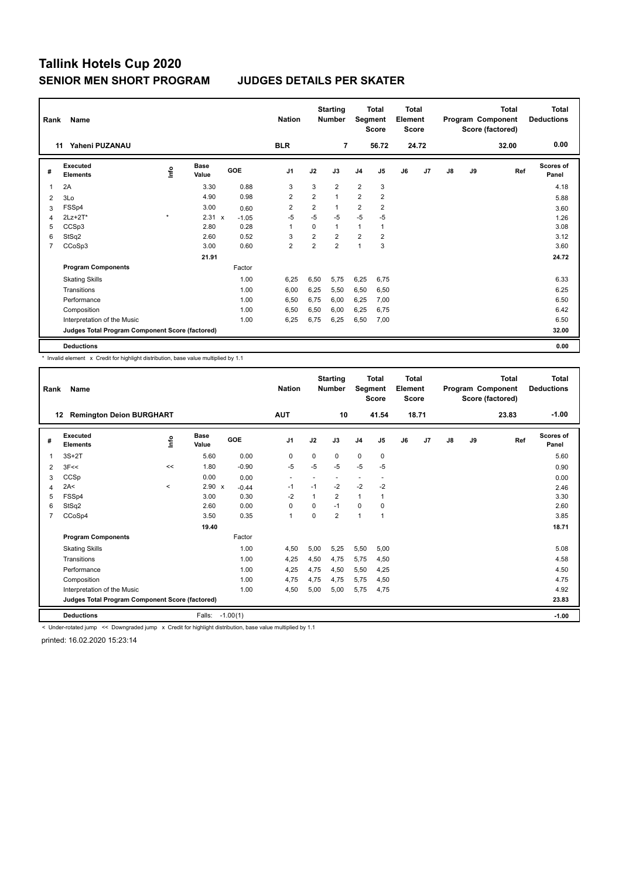# Tallink Hotels Cup 2020

## SENIOR MEN SHORT PROGRAM JUDGES DETAILS PER SKATER

| Rank | Name | Nation | Starting Number | Total Segment Score | Total Element Score | Total Program Component Score (factored) | Total Deductions |
|---|---|---|---|---|---|---|---|
| 11 | Yaheni PUZANAU | BLR | 7 | 56.72 | 24.72 | 32.00 | 0.00 |

| # | Executed Elements | Info | Base Value | | GOE | J1 | J2 | J3 | J4 | J5 | J6 | J7 | J8 | J9 | Ref | Scores of Panel |
|---|---|---|---|---|---|---|---|---|---|---|---|---|---|---|---|---|
| 1 | 2A | | 3.30 | | 0.88 | 3 | 3 | 2 | 2 | 3 | | | | | | 4.18 |
| 2 | 3Lo | | 4.90 | | 0.98 | 2 | 2 | 1 | 2 | 2 | | | | | | 5.88 |
| 3 | FSSp4 | | 3.00 | | 0.60 | 2 | 2 | 1 | 2 | 2 | | | | | | 3.60 |
| 4 | 2Lz+2T* | * | 2.31 | x | -1.05 | -5 | -5 | -5 | -5 | -5 | | | | | | 1.26 |
| 5 | CCSp3 | | 2.80 | | 0.28 | 1 | 0 | 1 | 1 | 1 | | | | | | 3.08 |
| 6 | StSq2 | | 2.60 | | 0.52 | 3 | 2 | 2 | 2 | 2 | | | | | | 3.12 |
| 7 | CCoSp3 | | 3.00 | | 0.60 | 2 | 2 | 2 | 1 | 3 | | | | | | 3.60 |
| | | | 21.91 | | | | | | | | | | | | | 24.72 |
| | **Program Components** | | | | Factor | | | | | | | | | | | |
| | Skating Skills | | | | 1.00 | 6,25 | 6,50 | 5,75 | 6,25 | 6,75 | | | | | | 6.33 |
| | Transitions | | | | 1.00 | 6,00 | 6,25 | 5,50 | 6,50 | 6,50 | | | | | | 6.25 |
| | Performance | | | | 1.00 | 6,50 | 6,75 | 6,00 | 6,25 | 7,00 | | | | | | 6.50 |
| | Composition | | | | 1.00 | 6,50 | 6,50 | 6,00 | 6,25 | 6,75 | | | | | | 6.42 |
| | Interpretation of the Music | | | | 1.00 | 6,25 | 6,75 | 6,25 | 6,50 | 7,00 | | | | | | 6.50 |
| | **Judges Total Program Component Score (factored)** | | | | | | | | | | | | | | | 32.00 |
| | **Deductions** | | | | | | | | | | | | | | | 0.00 |

\* Invalid element x Credit for highlight distribution, base value multiplied by 1.1

| Rank | Name | Nation | Starting Number | Total Segment Score | Total Element Score | Total Program Component Score (factored) | Total Deductions |
|---|---|---|---|---|---|---|---|
| 12 | Remington Deion BURGHART | AUT | 10 | 41.54 | 18.71 | 23.83 | -1.00 |

| # | Executed Elements | Info | Base Value | | GOE | J1 | J2 | J3 | J4 | J5 | J6 | J7 | J8 | J9 | Ref | Scores of Panel |
|---|---|---|---|---|---|---|---|---|---|---|---|---|---|---|---|---|
| 1 | 3S+2T | | 5.60 | | 0.00 | 0 | 0 | 0 | 0 | 0 | | | | | | 5.60 |
| 2 | 3F<< | << | 1.80 | | -0.90 | -5 | -5 | -5 | -5 | -5 | | | | | | 0.90 |
| 3 | CCSp | | 0.00 | | 0.00 | - | - | - | - | - | | | | | | 0.00 |
| 4 | 2A< | < | 2.90 | x | -0.44 | -1 | -1 | -2 | -2 | -2 | | | | | | 2.46 |
| 5 | FSSp4 | | 3.00 | | 0.30 | -2 | 1 | 2 | 1 | 1 | | | | | | 3.30 |
| 6 | StSq2 | | 2.60 | | 0.00 | 0 | 0 | -1 | 0 | 0 | | | | | | 2.60 |
| 7 | CCoSp4 | | 3.50 | | 0.35 | 1 | 0 | 2 | 1 | 1 | | | | | | 3.85 |
| | | | 19.40 | | | | | | | | | | | | | 18.71 |
| | **Program Components** | | | | Factor | | | | | | | | | | | |
| | Skating Skills | | | | 1.00 | 4,50 | 5,00 | 5,25 | 5,50 | 5,00 | | | | | | 5.08 |
| | Transitions | | | | 1.00 | 4,25 | 4,50 | 4,75 | 5,75 | 4,50 | | | | | | 4.58 |
| | Performance | | | | 1.00 | 4,25 | 4,75 | 4,50 | 5,50 | 4,25 | | | | | | 4.50 |
| | Composition | | | | 1.00 | 4,75 | 4,75 | 4,75 | 5,75 | 4,50 | | | | | | 4.75 |
| | Interpretation of the Music | | | | 1.00 | 4,50 | 5,00 | 5,00 | 5,75 | 4,75 | | | | | | 4.92 |
| | **Judges Total Program Component Score (factored)** | | | | | | | | | | | | | | | 23.83 |
| | **Deductions** | | Falls: | | -1.00(1) | | | | | | | | | | | -1.00 |

< Under-rotated jump << Downgraded jump x Credit for highlight distribution, base value multiplied by 1.1

printed: 16.02.2020 15:23:14